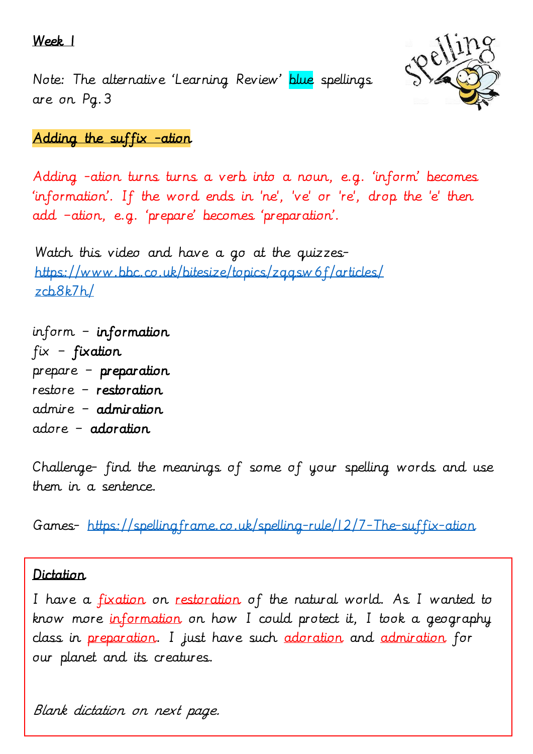**Week 1**

Note: The alternative 'Learning Review' blue spellings are on Pg. 3

## Adding the suffix -ation

Adding -ation turns turns a verb into a noun, e.g. 'inform' becomes 'information'. If the word ends in 'ne', 've' or 're', drop the 'e' then add -ation, e.g. 'prepare' becomes 'preparation'.

Watch this video and have a go at the quizzes- https://www.bbc.co.uk/bitesize/topics/zqqsw6f/articles/zcb8k7h/

inform - **information**
fix - **fixation**
prepare - **preparation**
restore - **restoration**
admire - **admiration**
adore - **adoration**

Challenge- find the meanings of some of your spelling words and use them in a sentence.

Games- https://spellingframe.co.uk/spelling-rule/12/7-The-suffix-ation

**Dictation**

I have a fixation on restoration of the natural world. As I wanted to know more information on how I could protect it, I took a geography class in preparation. I just have such adoration and admiration for our planet and its creatures.

*Blank dictation on next page.*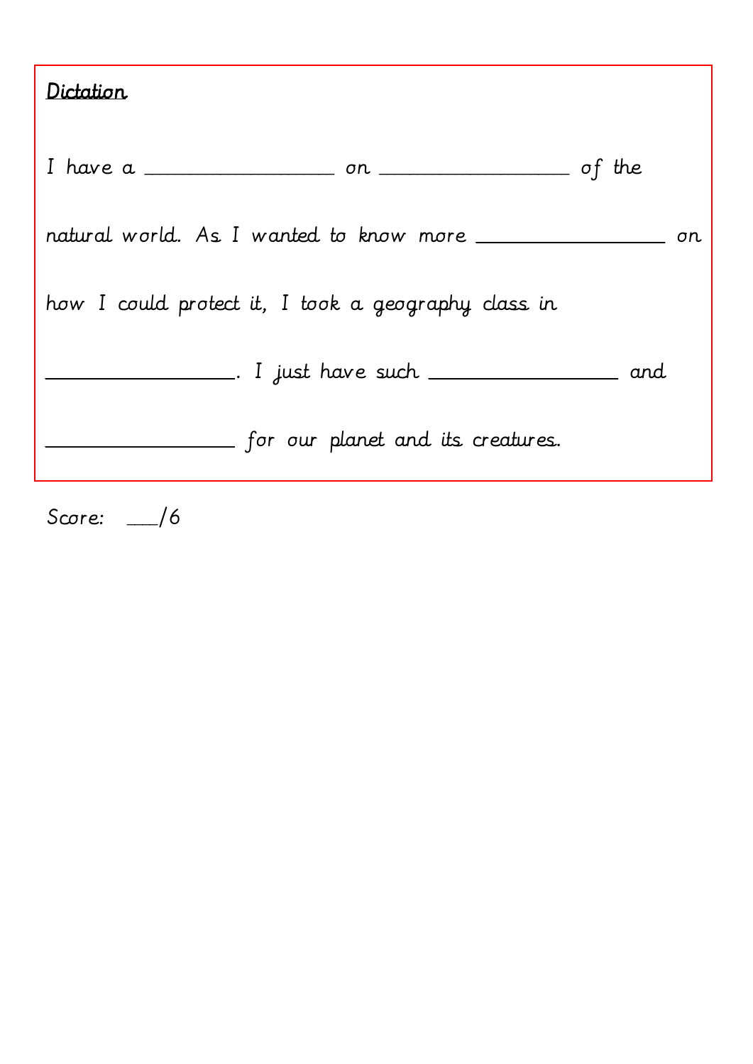**Dictation**

I have a ________________ on ________________ of the natural world. As I wanted to know more ________________ on how I could protect it, I took a geography class in ________________. I just have such ________________ and ________________ for our planet and its creatures.

Score: ___/6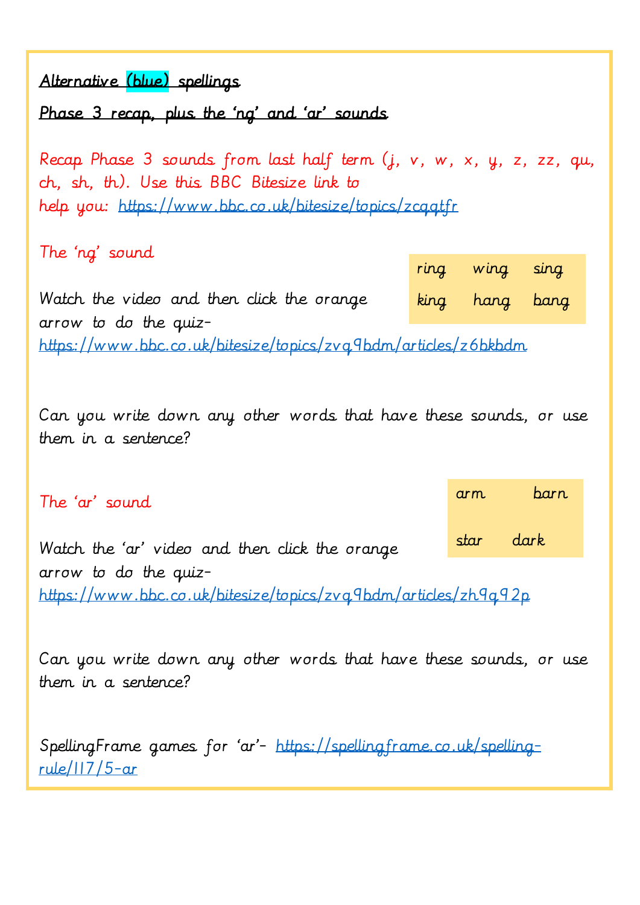**Alternative (blue) spellings**

**Phase 3 recap, plus the 'ng' and 'ar' sounds**

Recap Phase 3 sounds from last half term (j, v, w, x, y, z, zz, qu, ch, sh, th). Use this BBC Bitesize link to help you: https://www.bbc.co.uk/bitesize/topics/zcqqtfr

The 'ng' sound

| | | |
|---|---|---|
| ring | wing | sing |
| king | hang | bang |

Watch the video and then click the orange arrow to do the quiz- https://www.bbc.co.uk/bitesize/topics/zvq9bdm/articles/z6bkbdm

Can you write down any other words that have these sounds, or use them in a sentence?

The 'ar' sound

| | |
|---|---|
| arm | barn |
| star | dark |

Watch the 'ar' video and then click the orange arrow to do the quiz- https://www.bbc.co.uk/bitesize/topics/zvq9bdm/articles/zh9q92p

Can you write down any other words that have these sounds, or use them in a sentence?

SpellingFrame games for 'ar'- https://spellingframe.co.uk/spelling-rule/117/5-ar